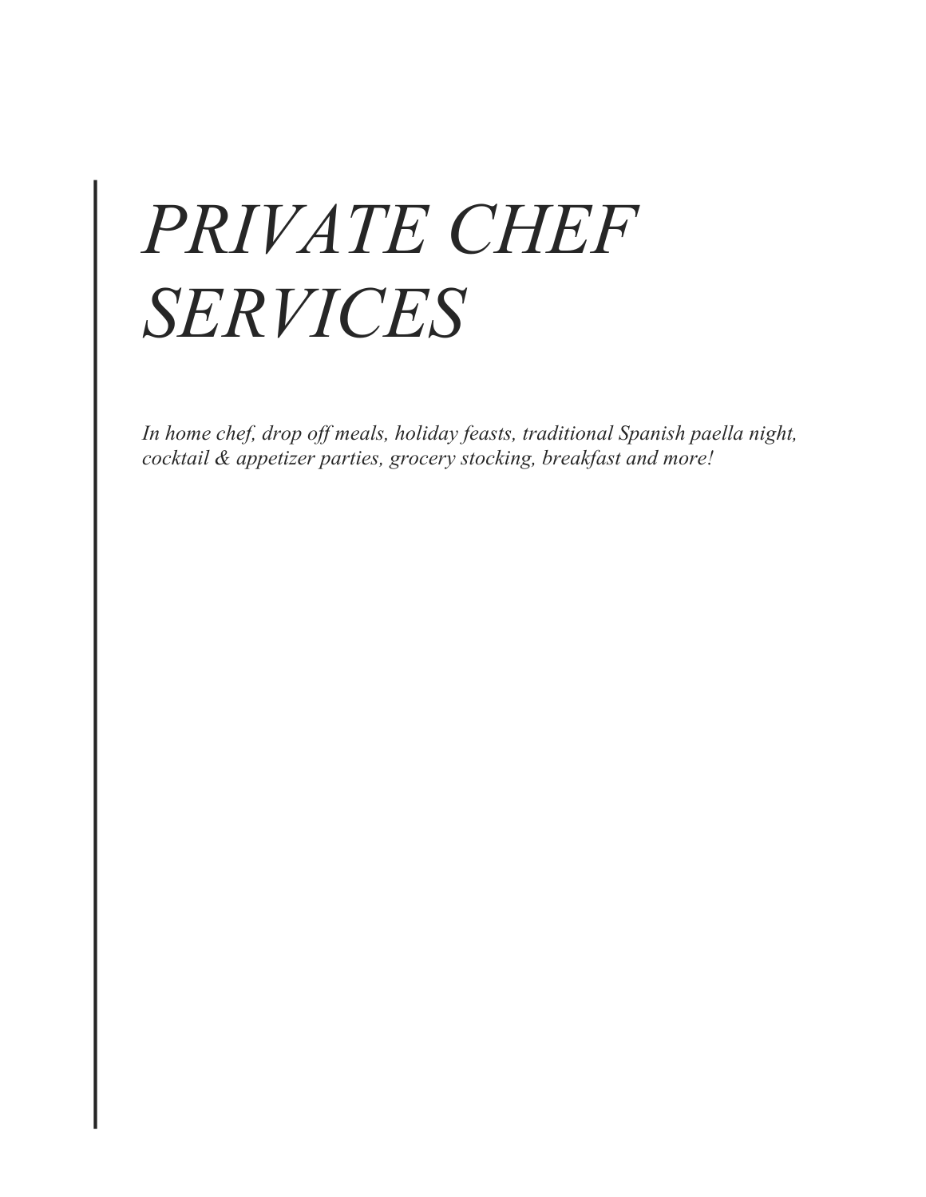# *PRIVATE CHEF SERVICES*

*In home chef, drop off meals, holiday feasts, traditional Spanish paella night, cocktail & appetizer parties, grocery stocking, breakfast and more!*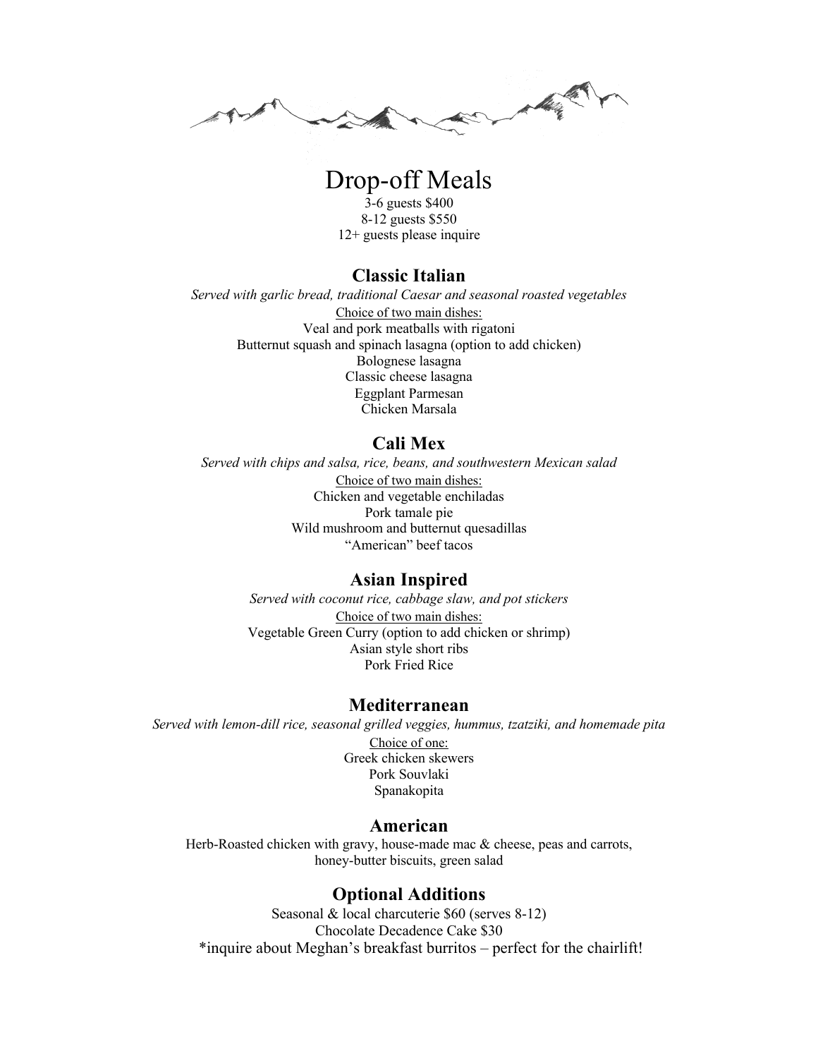# Drop-off Meals

3-6 guests $400
8-12 guests $550
12+ guests please inquire

## Classic Italian

*Served with garlic bread, traditional Caesar and seasonal roasted vegetables*

Choice of two main dishes:

Veal and pork meatballs with rigatoni
Butternut squash and spinach lasagna (option to add chicken)
Bolognese lasagna
Classic cheese lasagna
Eggplant Parmesan
Chicken Marsala

## Cali Mex

*Served with chips and salsa, rice, beans, and southwestern Mexican salad*

Choice of two main dishes:

Chicken and vegetable enchiladas
Pork tamale pie
Wild mushroom and butternut quesadillas
"American" beef tacos

## Asian Inspired

*Served with coconut rice, cabbage slaw, and pot stickers*

Choice of two main dishes:

Vegetable Green Curry (option to add chicken or shrimp)
Asian style short ribs
Pork Fried Rice

## Mediterranean

*Served with lemon-dill rice, seasonal grilled veggies, hummus, tzatziki, and homemade pita*

Choice of one:

Greek chicken skewers
Pork Souvlaki
Spanakopita

## American

Herb-Roasted chicken with gravy, house-made mac & cheese, peas and carrots, honey-butter biscuits, green salad

## Optional Additions

Seasonal & local charcuterie $60 (serves 8-12)
Chocolate Decadence Cake $30
*inquire about Meghan's breakfast burritos – perfect for the chairlift!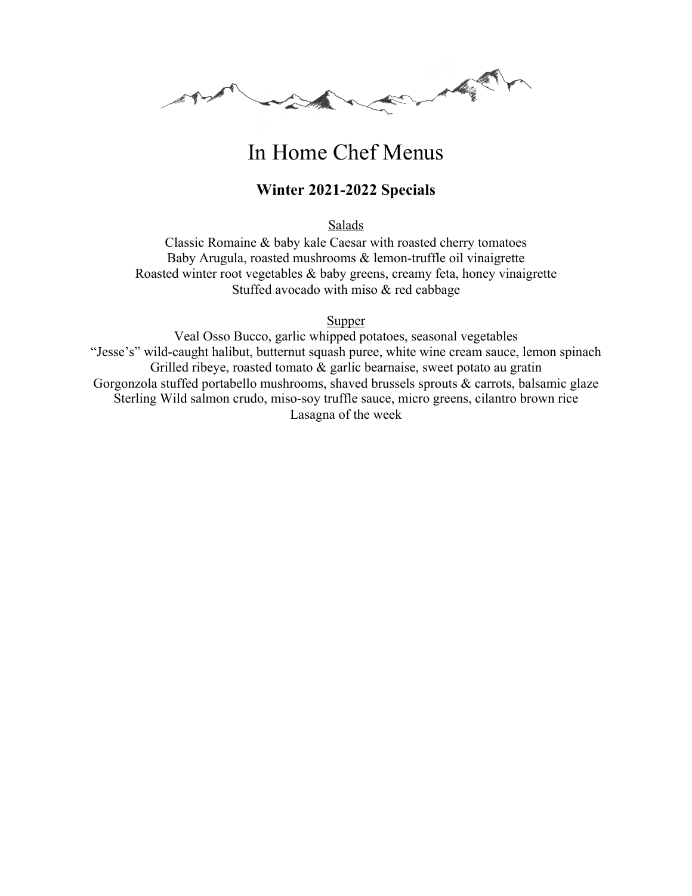# In Home Chef Menus

## Winter 2021-2022 Specials

### Salads

Classic Romaine & baby kale Caesar with roasted cherry tomatoes
Baby Arugula, roasted mushrooms & lemon-truffle oil vinaigrette
Roasted winter root vegetables & baby greens, creamy feta, honey vinaigrette
Stuffed avocado with miso & red cabbage

### Supper

Veal Osso Bucco, garlic whipped potatoes, seasonal vegetables
"Jesse's" wild-caught halibut, butternut squash puree, white wine cream sauce, lemon spinach
Grilled ribeye, roasted tomato & garlic bearnaise, sweet potato au gratin
Gorgonzola stuffed portabello mushrooms, shaved brussels sprouts & carrots, balsamic glaze
Sterling Wild salmon crudo, miso-soy truffle sauce, micro greens, cilantro brown rice
Lasagna of the week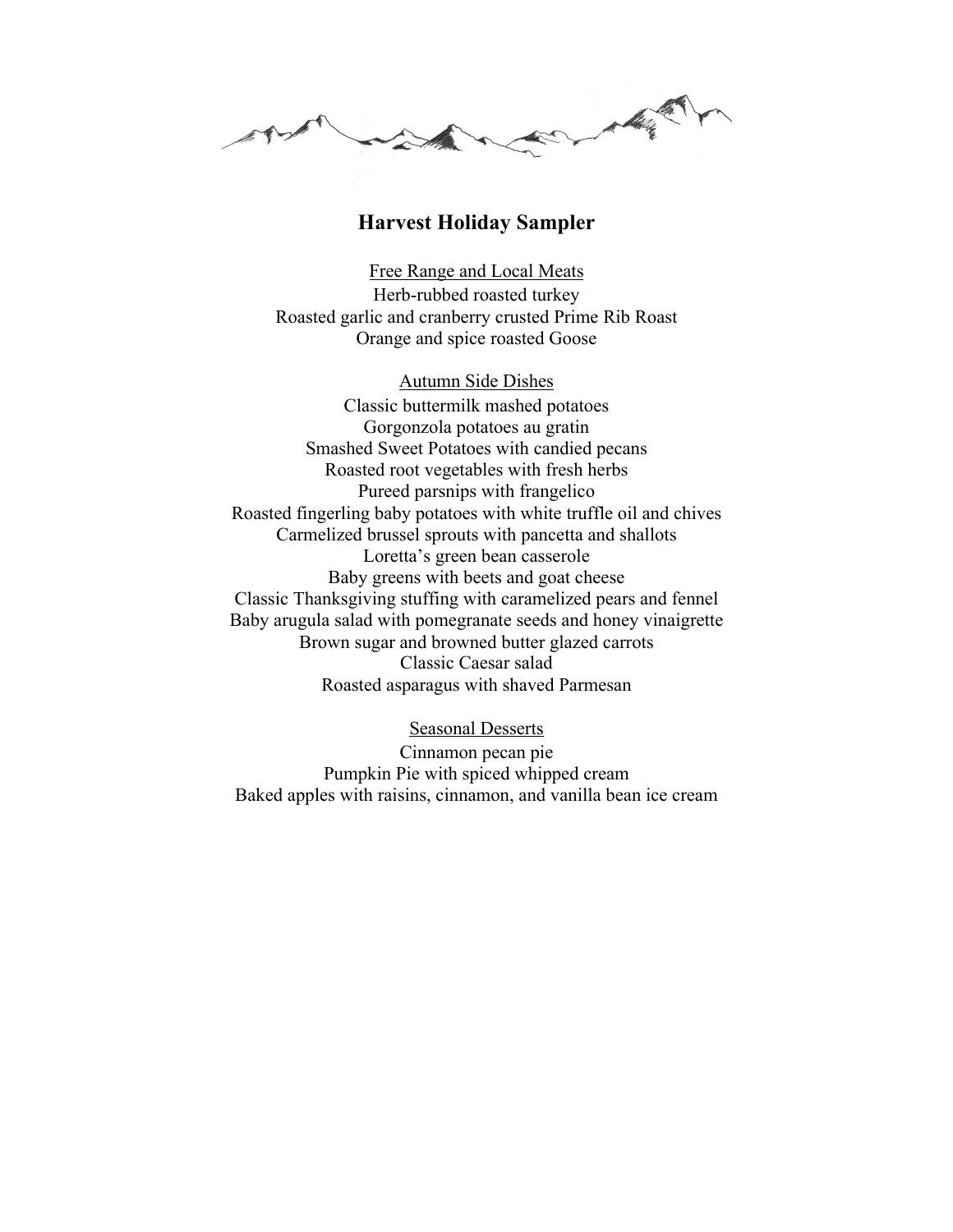## Harvest Holiday Sampler

### Free Range and Local Meats

Herb-rubbed roasted turkey
Roasted garlic and cranberry crusted Prime Rib Roast
Orange and spice roasted Goose

### Autumn Side Dishes

Classic buttermilk mashed potatoes
Gorgonzola potatoes au gratin
Smashed Sweet Potatoes with candied pecans
Roasted root vegetables with fresh herbs
Pureed parsnips with frangelico
Roasted fingerling baby potatoes with white truffle oil and chives
Carmelized brussel sprouts with pancetta and shallots
Loretta's green bean casserole
Baby greens with beets and goat cheese
Classic Thanksgiving stuffing with caramelized pears and fennel
Baby arugula salad with pomegranate seeds and honey vinaigrette
Brown sugar and browned butter glazed carrots
Classic Caesar salad
Roasted asparagus with shaved Parmesan

### Seasonal Desserts

Cinnamon pecan pie
Pumpkin Pie with spiced whipped cream
Baked apples with raisins, cinnamon, and vanilla bean ice cream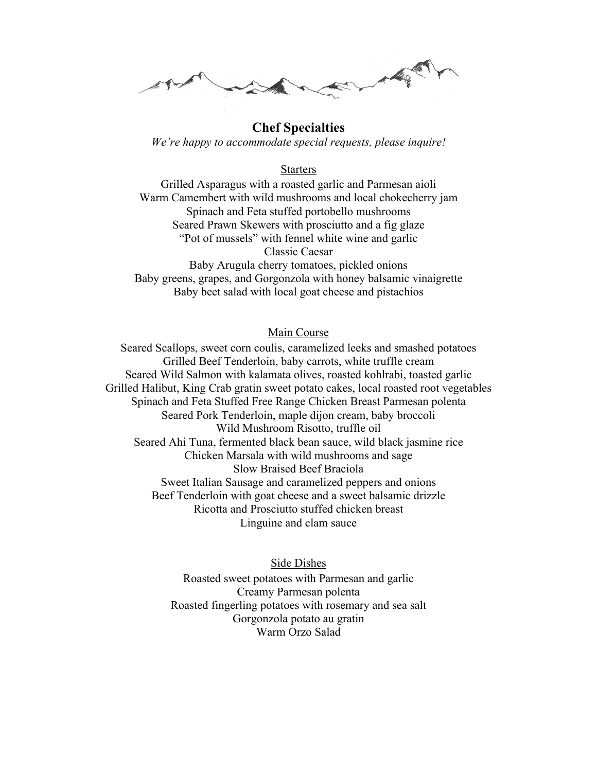## Chef Specialties

*We're happy to accommodate special requests, please inquire!*

### Starters

Grilled Asparagus with a roasted garlic and Parmesan aioli
Warm Camembert with wild mushrooms and local chokecherry jam
Spinach and Feta stuffed portobello mushrooms
Seared Prawn Skewers with prosciutto and a fig glaze
"Pot of mussels" with fennel white wine and garlic
Classic Caesar
Baby Arugula cherry tomatoes, pickled onions
Baby greens, grapes, and Gorgonzola with honey balsamic vinaigrette
Baby beet salad with local goat cheese and pistachios

### Main Course

Seared Scallops, sweet corn coulis, caramelized leeks and smashed potatoes
Grilled Beef Tenderloin, baby carrots, white truffle cream
Seared Wild Salmon with kalamata olives, roasted kohlrabi, toasted garlic
Grilled Halibut, King Crab gratin sweet potato cakes, local roasted root vegetables
Spinach and Feta Stuffed Free Range Chicken Breast Parmesan polenta
Seared Pork Tenderloin, maple dijon cream, baby broccoli
Wild Mushroom Risotto, truffle oil
Seared Ahi Tuna, fermented black bean sauce, wild black jasmine rice
Chicken Marsala with wild mushrooms and sage
Slow Braised Beef Braciola
Sweet Italian Sausage and caramelized peppers and onions
Beef Tenderloin with goat cheese and a sweet balsamic drizzle
Ricotta and Prosciutto stuffed chicken breast
Linguine and clam sauce

### Side Dishes

Roasted sweet potatoes with Parmesan and garlic
Creamy Parmesan polenta
Roasted fingerling potatoes with rosemary and sea salt
Gorgonzola potato au gratin
Warm Orzo Salad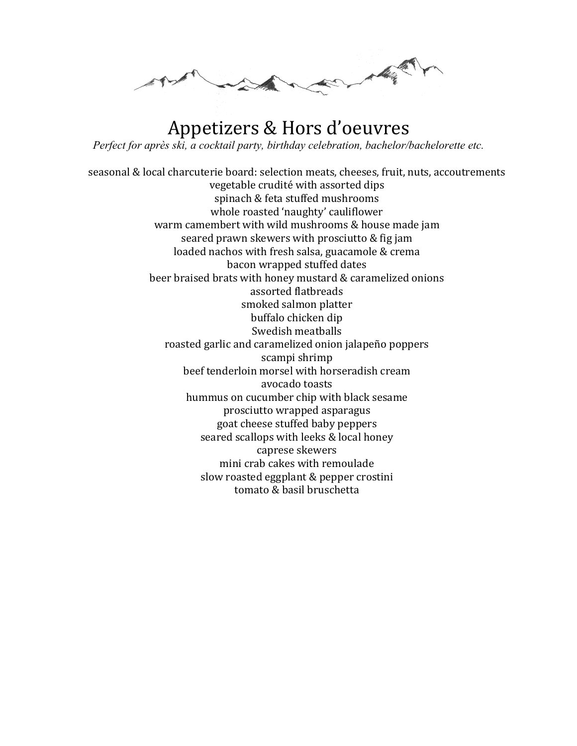# Appetizers & Hors d'oeuvres

*Perfect for après ski, a cocktail party, birthday celebration, bachelor/bachelorette etc.*

seasonal & local charcuterie board: selection meats, cheeses, fruit, nuts, accoutrements
vegetable crudité with assorted dips
spinach & feta stuffed mushrooms
whole roasted 'naughty' cauliflower
warm camembert with wild mushrooms & house made jam
seared prawn skewers with prosciutto & fig jam
loaded nachos with fresh salsa, guacamole & crema
bacon wrapped stuffed dates
beer braised brats with honey mustard & caramelized onions
assorted flatbreads
smoked salmon platter
buffalo chicken dip
Swedish meatballs
roasted garlic and caramelized onion jalapeño poppers
scampi shrimp
beef tenderloin morsel with horseradish cream
avocado toasts
hummus on cucumber chip with black sesame
prosciutto wrapped asparagus
goat cheese stuffed baby peppers
seared scallops with leeks & local honey
caprese skewers
mini crab cakes with remoulade
slow roasted eggplant & pepper crostini
tomato & basil bruschetta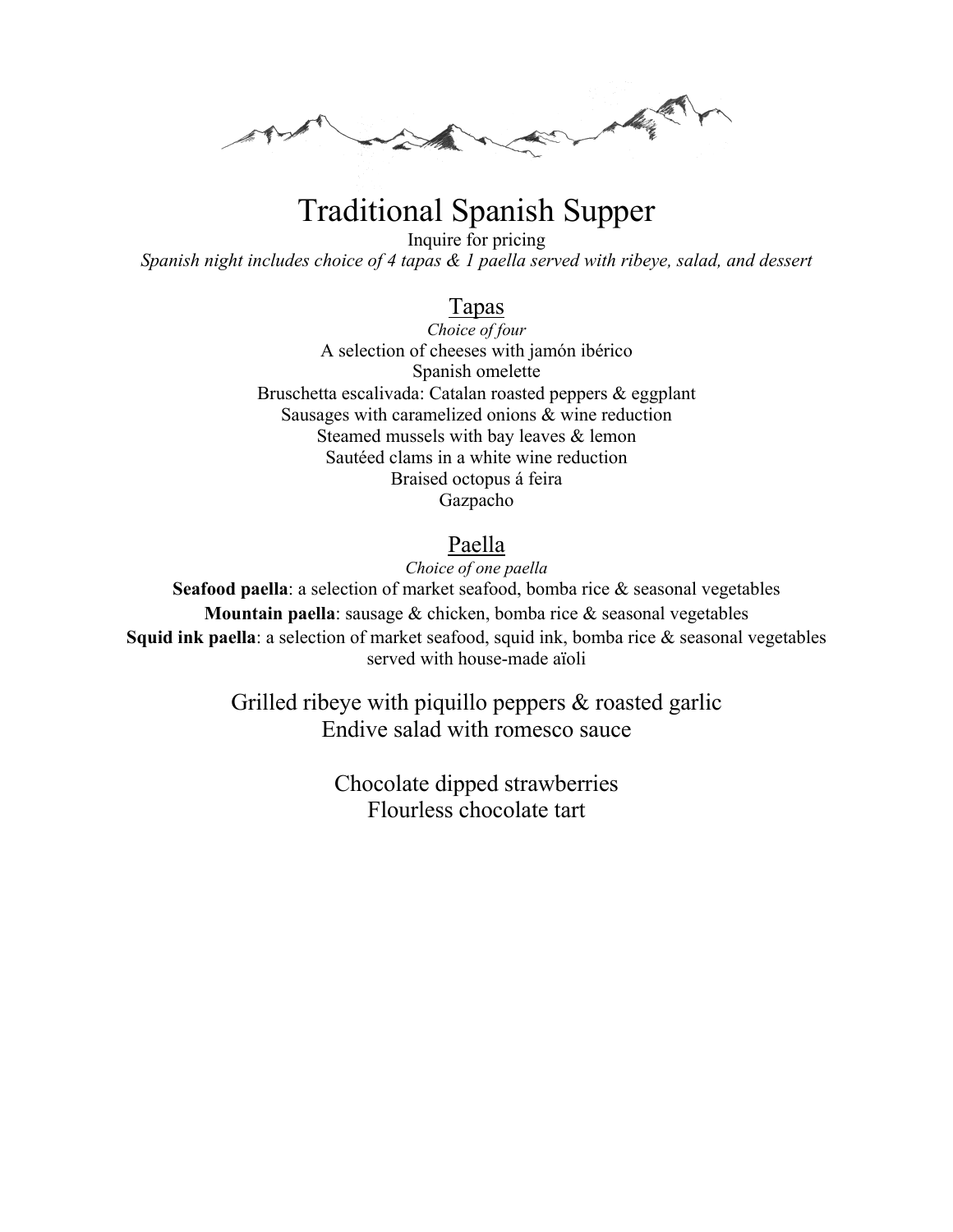# Traditional Spanish Supper

Inquire for pricing

*Spanish night includes choice of 4 tapas & 1 paella served with ribeye, salad, and dessert*

## Tapas

*Choice of four*

A selection of cheeses with jamón ibérico
Spanish omelette
Bruschetta escalivada: Catalan roasted peppers & eggplant
Sausages with caramelized onions & wine reduction
Steamed mussels with bay leaves & lemon
Sautéed clams in a white wine reduction
Braised octopus á feira
Gazpacho

## Paella

*Choice of one paella*

**Seafood paella**: a selection of market seafood, bomba rice & seasonal vegetables
**Mountain paella**: sausage & chicken, bomba rice & seasonal vegetables
**Squid ink paella**: a selection of market seafood, squid ink, bomba rice & seasonal vegetables served with house-made aïoli

Grilled ribeye with piquillo peppers & roasted garlic
Endive salad with romesco sauce

Chocolate dipped strawberries
Flourless chocolate tart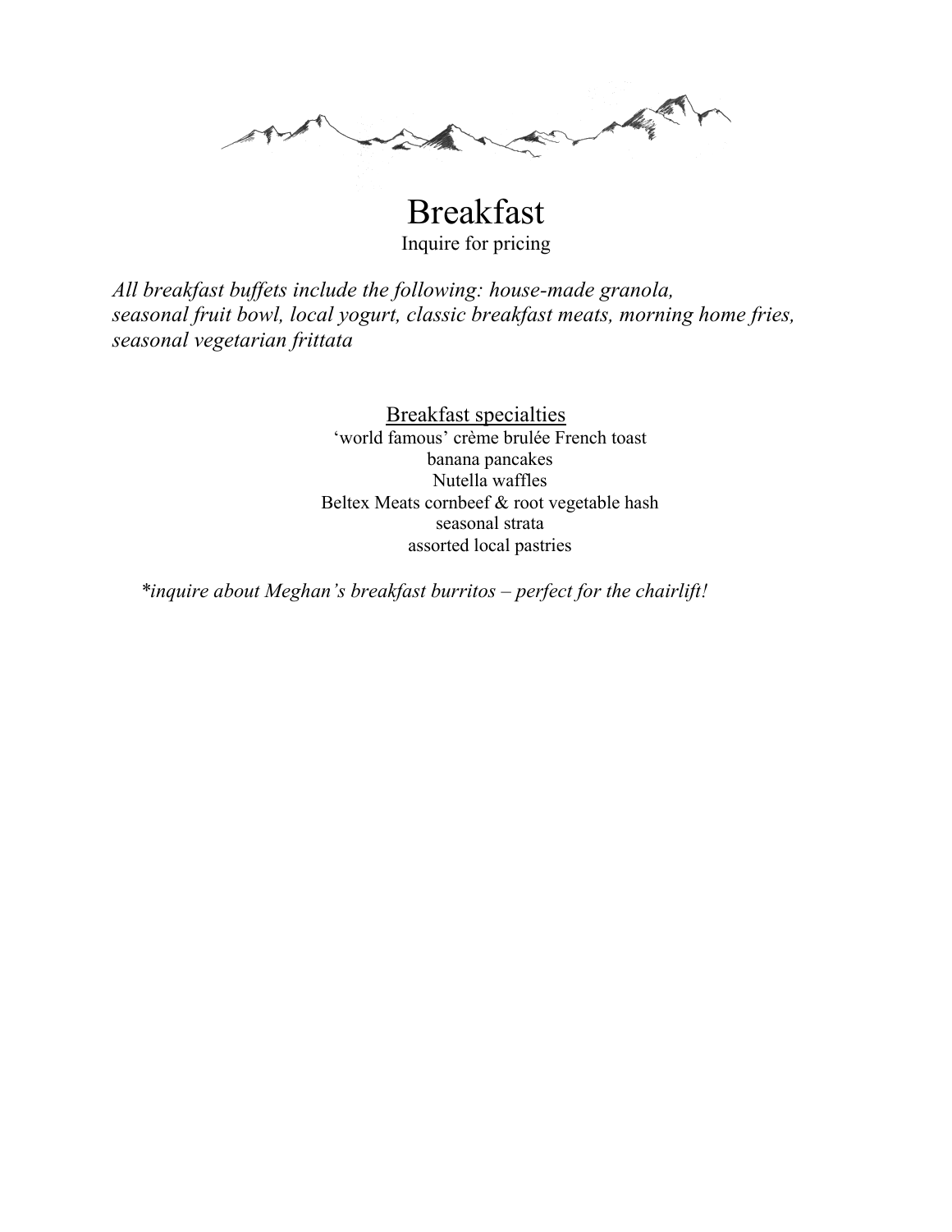# Breakfast

Inquire for pricing

*All breakfast buffets include the following: house-made granola, seasonal fruit bowl, local yogurt, classic breakfast meats, morning home fries, seasonal vegetarian frittata*

## Breakfast specialties

'world famous' crème brulée French toast
banana pancakes
Nutella waffles
Beltex Meats cornbeef & root vegetable hash
seasonal strata
assorted local pastries

*\*inquire about Meghan's breakfast burritos – perfect for the chairlift!*